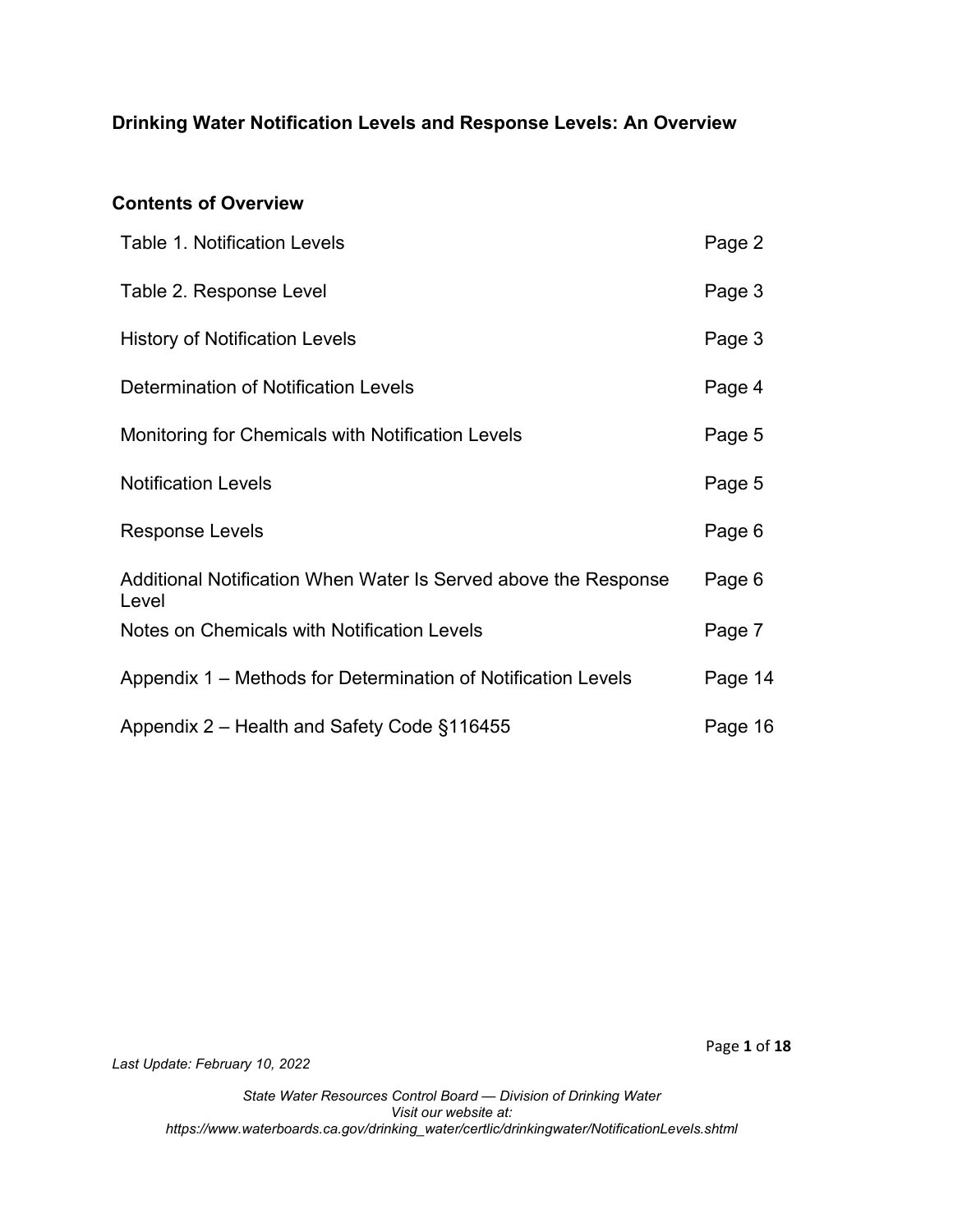# Drinking Water Notification Levels and Response Levels: An Overview

## Contents of Overview

| | |
|---|---|
| Table 1. Notification Levels | Page 2 |
| Table 2. Response Level | Page 3 |
| History of Notification Levels | Page 3 |
| Determination of Notification Levels | Page 4 |
| Monitoring for Chemicals with Notification Levels | Page 5 |
| Notification Levels | Page 5 |
| Response Levels | Page 6 |
| Additional Notification When Water Is Served above the Response Level | Page 6 |
| Notes on Chemicals with Notification Levels | Page 7 |
| Appendix 1 – Methods for Determination of Notification Levels | Page 14 |
| Appendix 2 – Health and Safety Code §116455 | Page 16 |

*Last Update: February 10, 2022*

*State Water Resources Control Board — Division of Drinking Water*
*Visit our website at:*
*https://www.waterboards.ca.gov/drinking_water/certlic/drinkingwater/NotificationLevels.shtml*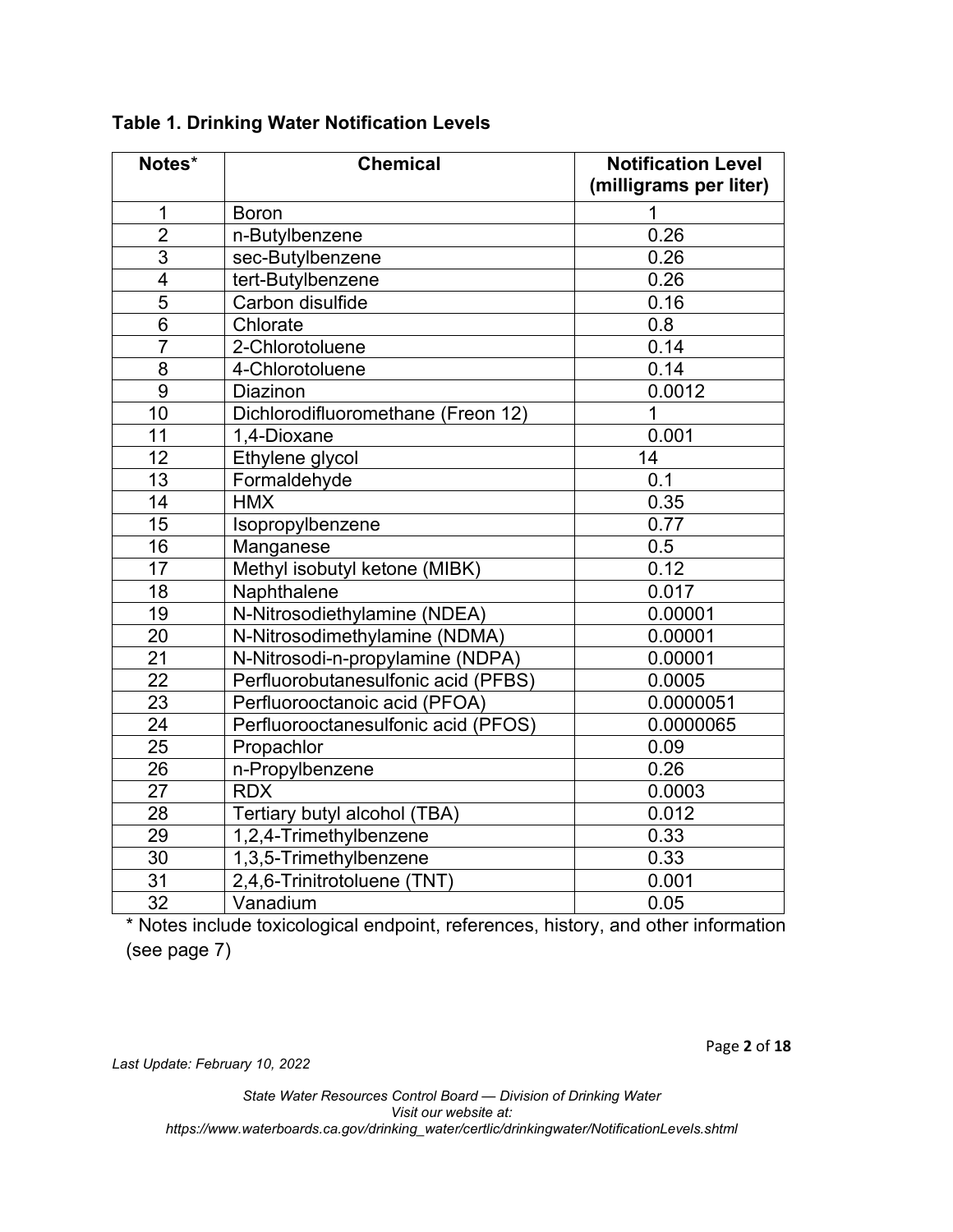**Table 1. Drinking Water Notification Levels**

| Notes* | Chemical | Notification Level (milligrams per liter) |
|---|---|---|
| 1 | Boron | 1 |
| 2 | n-Butylbenzene | 0.26 |
| 3 | sec-Butylbenzene | 0.26 |
| 4 | tert-Butylbenzene | 0.26 |
| 5 | Carbon disulfide | 0.16 |
| 6 | Chlorate | 0.8 |
| 7 | 2-Chlorotoluene | 0.14 |
| 8 | 4-Chlorotoluene | 0.14 |
| 9 | Diazinon | 0.0012 |
| 10 | Dichlorodifluoromethane (Freon 12) | 1 |
| 11 | 1,4-Dioxane | 0.001 |
| 12 | Ethylene glycol | 14 |
| 13 | Formaldehyde | 0.1 |
| 14 | HMX | 0.35 |
| 15 | Isopropylbenzene | 0.77 |
| 16 | Manganese | 0.5 |
| 17 | Methyl isobutyl ketone (MIBK) | 0.12 |
| 18 | Naphthalene | 0.017 |
| 19 | N-Nitrosodiethylamine (NDEA) | 0.00001 |
| 20 | N-Nitrosodimethylamine (NDMA) | 0.00001 |
| 21 | N-Nitrosodi-n-propylamine (NDPA) | 0.00001 |
| 22 | Perfluorobutanesulfonic acid (PFBS) | 0.0005 |
| 23 | Perfluorooctanoic acid (PFOA) | 0.0000051 |
| 24 | Perfluorooctanesulfonic acid (PFOS) | 0.0000065 |
| 25 | Propachlor | 0.09 |
| 26 | n-Propylbenzene | 0.26 |
| 27 | RDX | 0.0003 |
| 28 | Tertiary butyl alcohol (TBA) | 0.012 |
| 29 | 1,2,4-Trimethylbenzene | 0.33 |
| 30 | 1,3,5-Trimethylbenzene | 0.33 |
| 31 | 2,4,6-Trinitrotoluene (TNT) | 0.001 |
| 32 | Vanadium | 0.05 |

* Notes include toxicological endpoint, references, history, and other information (see page 7)

*Last Update: February 10, 2022*

*State Water Resources Control Board — Division of Drinking Water*
*Visit our website at:*
*https://www.waterboards.ca.gov/drinking_water/certlic/drinkingwater/NotificationLevels.shtml*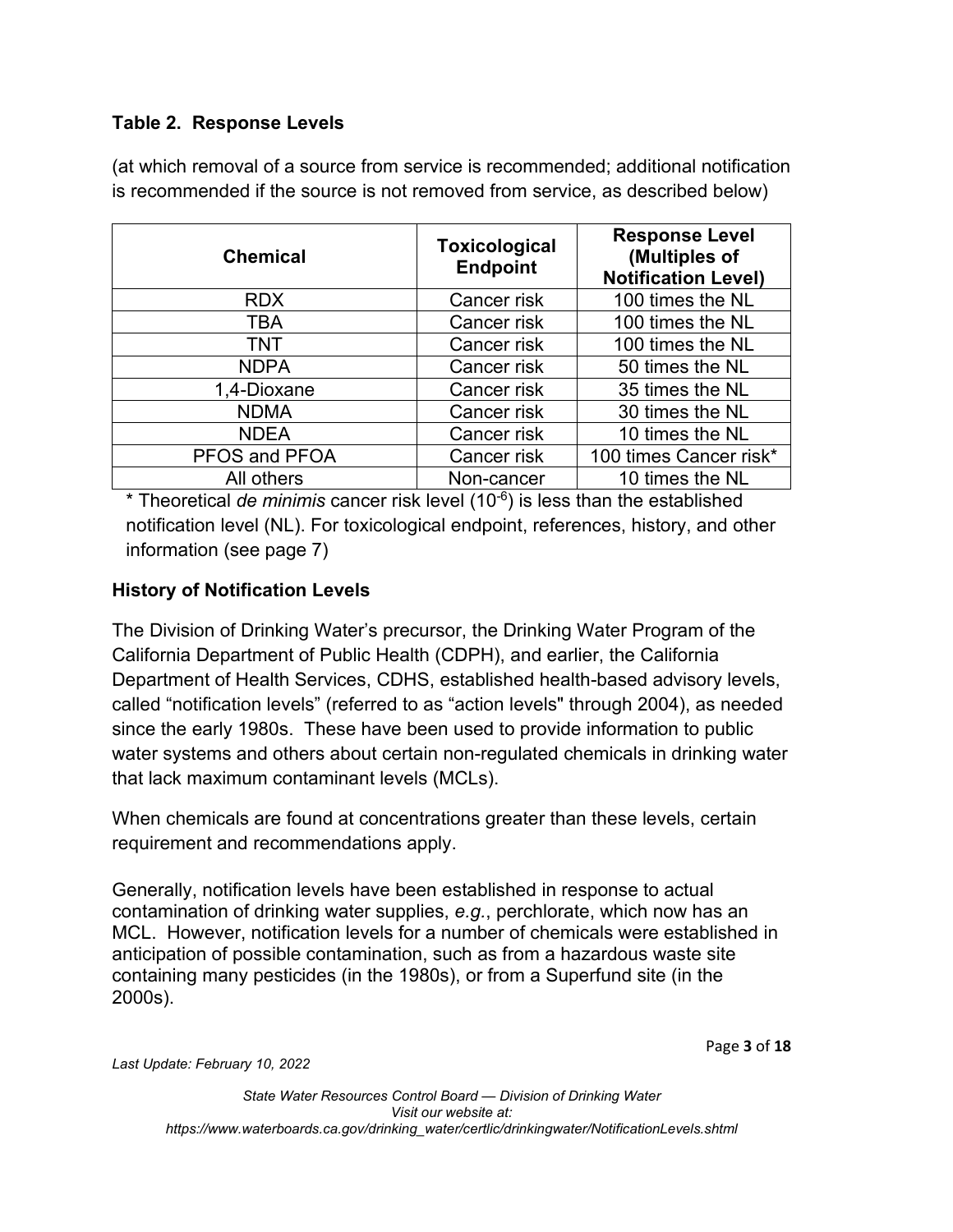### Table 2. Response Levels

(at which removal of a source from service is recommended; additional notification is recommended if the source is not removed from service, as described below)

| Chemical | Toxicological Endpoint | Response Level (Multiples of Notification Level) |
|---|---|---|
| RDX | Cancer risk | 100 times the NL |
| TBA | Cancer risk | 100 times the NL |
| TNT | Cancer risk | 100 times the NL |
| NDPA | Cancer risk | 50 times the NL |
| 1,4-Dioxane | Cancer risk | 35 times the NL |
| NDMA | Cancer risk | 30 times the NL |
| NDEA | Cancer risk | 10 times the NL |
| PFOS and PFOA | Cancer risk | 100 times Cancer risk* |
| All others | Non-cancer | 10 times the NL |

\* Theoretical *de minimis* cancer risk level ($10^{-6}$) is less than the established notification level (NL). For toxicological endpoint, references, history, and other information (see page 7)

### History of Notification Levels

The Division of Drinking Water's precursor, the Drinking Water Program of the California Department of Public Health (CDPH), and earlier, the California Department of Health Services, CDHS, established health-based advisory levels, called "notification levels" (referred to as "action levels" through 2004), as needed since the early 1980s. These have been used to provide information to public water systems and others about certain non-regulated chemicals in drinking water that lack maximum contaminant levels (MCLs).

When chemicals are found at concentrations greater than these levels, certain requirement and recommendations apply.

Generally, notification levels have been established in response to actual contamination of drinking water supplies, *e.g.*, perchlorate, which now has an MCL. However, notification levels for a number of chemicals were established in anticipation of possible contamination, such as from a hazardous waste site containing many pesticides (in the 1980s), or from a Superfund site (in the 2000s).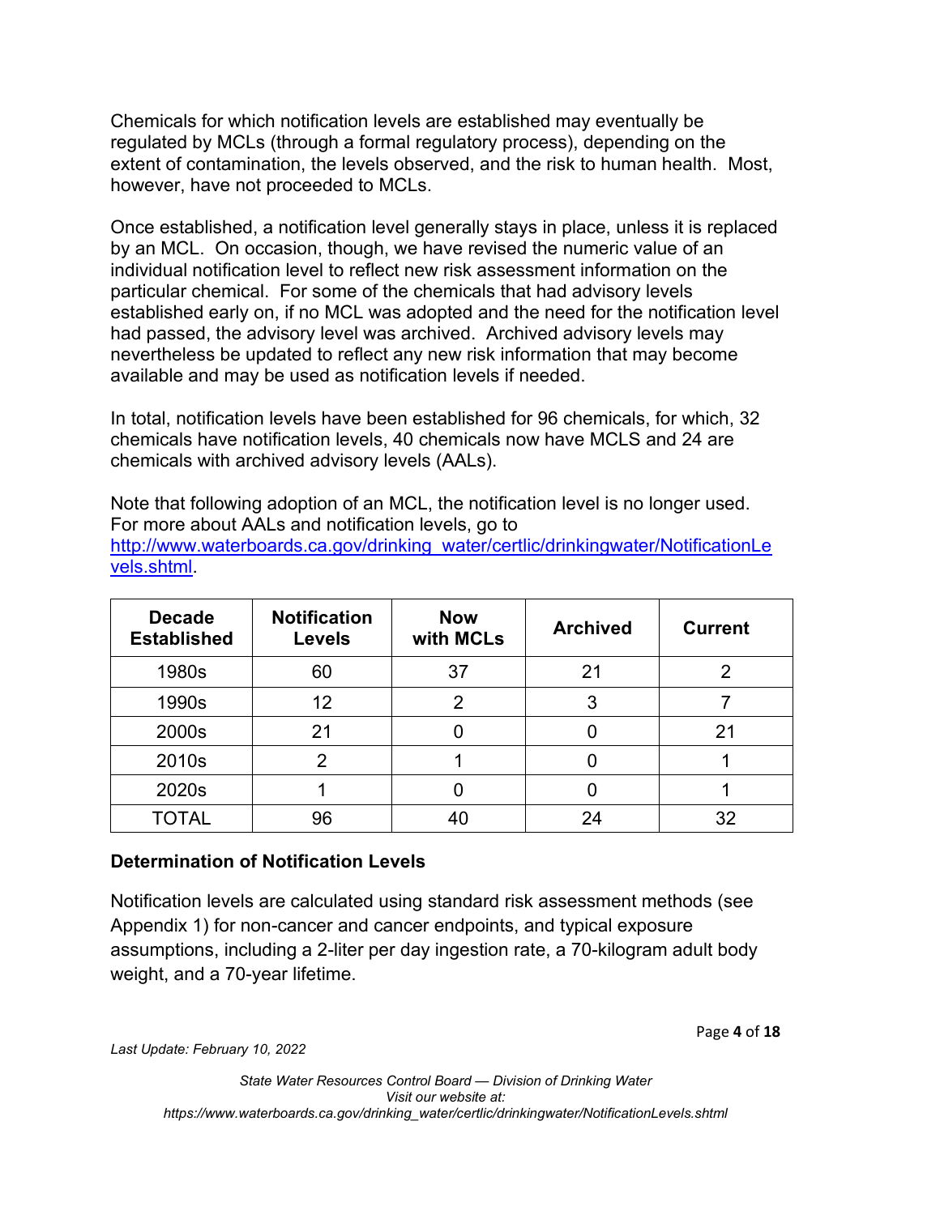Chemicals for which notification levels are established may eventually be regulated by MCLs (through a formal regulatory process), depending on the extent of contamination, the levels observed, and the risk to human health. Most, however, have not proceeded to MCLs.

Once established, a notification level generally stays in place, unless it is replaced by an MCL. On occasion, though, we have revised the numeric value of an individual notification level to reflect new risk assessment information on the particular chemical. For some of the chemicals that had advisory levels established early on, if no MCL was adopted and the need for the notification level had passed, the advisory level was archived. Archived advisory levels may nevertheless be updated to reflect any new risk information that may become available and may be used as notification levels if needed.

In total, notification levels have been established for 96 chemicals, for which, 32 chemicals have notification levels, 40 chemicals now have MCLS and 24 are chemicals with archived advisory levels (AALs).

Note that following adoption of an MCL, the notification level is no longer used. For more about AALs and notification levels, go to [http://www.waterboards.ca.gov/drinking_water/certlic/drinkingwater/NotificationLevels.shtml](http://www.waterboards.ca.gov/drinking_water/certlic/drinkingwater/NotificationLevels.shtml).

| Decade Established | Notification Levels | Now with MCLs | Archived | Current |
|---|---|---|---|---|
| 1980s | 60 | 37 | 21 | 2 |
| 1990s | 12 | 2 | 3 | 7 |
| 2000s | 21 | 0 | 0 | 21 |
| 2010s | 2 | 1 | 0 | 1 |
| 2020s | 1 | 0 | 0 | 1 |
| TOTAL | 96 | 40 | 24 | 32 |

### Determination of Notification Levels

Notification levels are calculated using standard risk assessment methods (see Appendix 1) for non-cancer and cancer endpoints, and typical exposure assumptions, including a 2-liter per day ingestion rate, a 70-kilogram adult body weight, and a 70-year lifetime.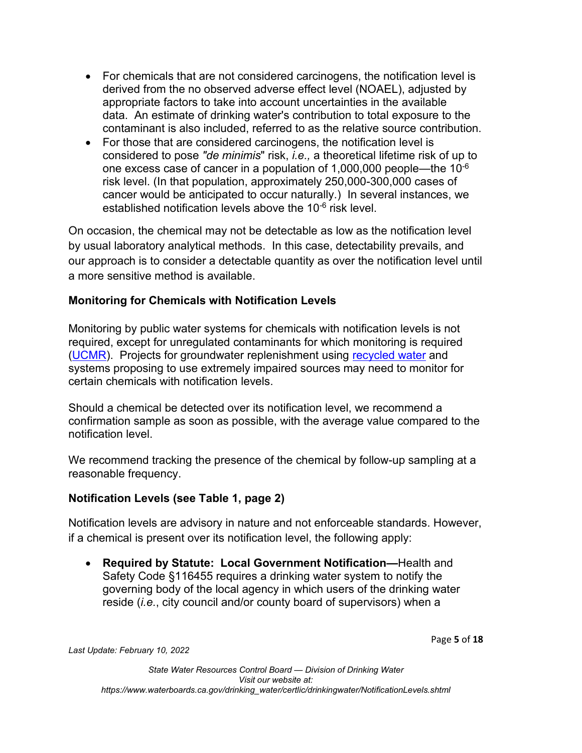- For chemicals that are not considered carcinogens, the notification level is derived from the no observed adverse effect level (NOAEL), adjusted by appropriate factors to take into account uncertainties in the available data. An estimate of drinking water's contribution to total exposure to the contaminant is also included, referred to as the relative source contribution.
- For those that are considered carcinogens, the notification level is considered to pose *"de minimis*" risk, *i.e.,* a theoretical lifetime risk of up to one excess case of cancer in a population of 1,000,000 people—the $10^{-6}$ risk level. (In that population, approximately 250,000-300,000 cases of cancer would be anticipated to occur naturally.) In several instances, we established notification levels above the $10^{-6}$ risk level.

On occasion, the chemical may not be detectable as low as the notification level by usual laboratory analytical methods. In this case, detectability prevails, and our approach is to consider a detectable quantity as over the notification level until a more sensitive method is available.

**Monitoring for Chemicals with Notification Levels**

Monitoring by public water systems for chemicals with notification levels is not required, except for unregulated contaminants for which monitoring is required (UCMR). Projects for groundwater replenishment using recycled water and systems proposing to use extremely impaired sources may need to monitor for certain chemicals with notification levels.

Should a chemical be detected over its notification level, we recommend a confirmation sample as soon as possible, with the average value compared to the notification level.

We recommend tracking the presence of the chemical by follow-up sampling at a reasonable frequency.

**Notification Levels (see Table 1, page 2)**

Notification levels are advisory in nature and not enforceable standards. However, if a chemical is present over its notification level, the following apply:

- **Required by Statute: Local Government Notification—**Health and Safety Code §116455 requires a drinking water system to notify the governing body of the local agency in which users of the drinking water reside (*i.e.*, city council and/or county board of supervisors) when a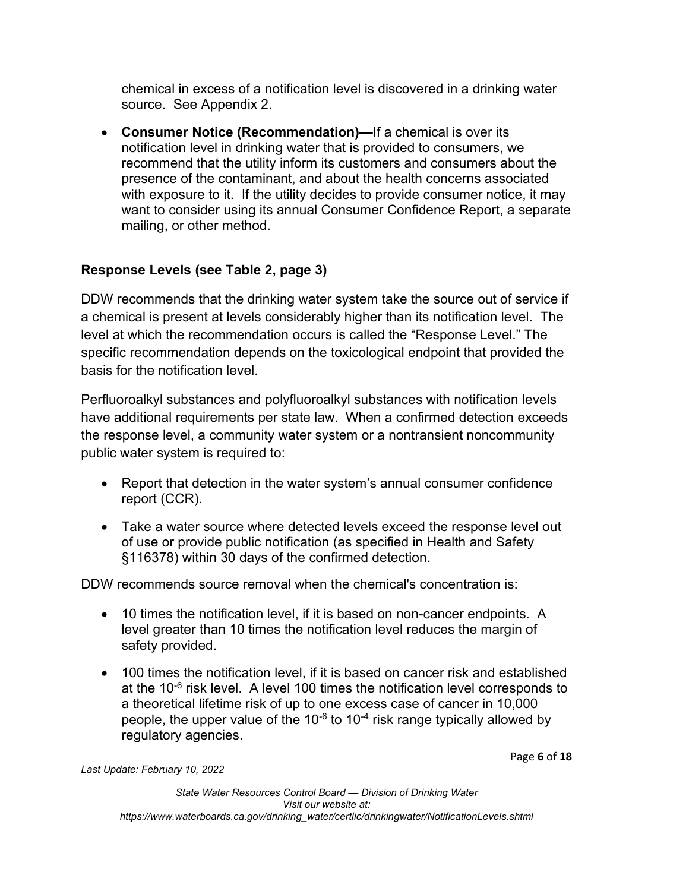chemical in excess of a notification level is discovered in a drinking water source. See Appendix 2.

- **Consumer Notice (Recommendation)—**If a chemical is over its notification level in drinking water that is provided to consumers, we recommend that the utility inform its customers and consumers about the presence of the contaminant, and about the health concerns associated with exposure to it. If the utility decides to provide consumer notice, it may want to consider using its annual Consumer Confidence Report, a separate mailing, or other method.

### Response Levels (see Table 2, page 3)

DDW recommends that the drinking water system take the source out of service if a chemical is present at levels considerably higher than its notification level. The level at which the recommendation occurs is called the "Response Level." The specific recommendation depends on the toxicological endpoint that provided the basis for the notification level.

Perfluoroalkyl substances and polyfluoroalkyl substances with notification levels have additional requirements per state law. When a confirmed detection exceeds the response level, a community water system or a nontransient noncommunity public water system is required to:

- Report that detection in the water system's annual consumer confidence report (CCR).
- Take a water source where detected levels exceed the response level out of use or provide public notification (as specified in Health and Safety §116378) within 30 days of the confirmed detection.

DDW recommends source removal when the chemical's concentration is:

- 10 times the notification level, if it is based on non-cancer endpoints. A level greater than 10 times the notification level reduces the margin of safety provided.
- 100 times the notification level, if it is based on cancer risk and established at the $10^{-6}$ risk level. A level 100 times the notification level corresponds to a theoretical lifetime risk of up to one excess case of cancer in 10,000 people, the upper value of the $10^{-6}$ to $10^{-4}$ risk range typically allowed by regulatory agencies.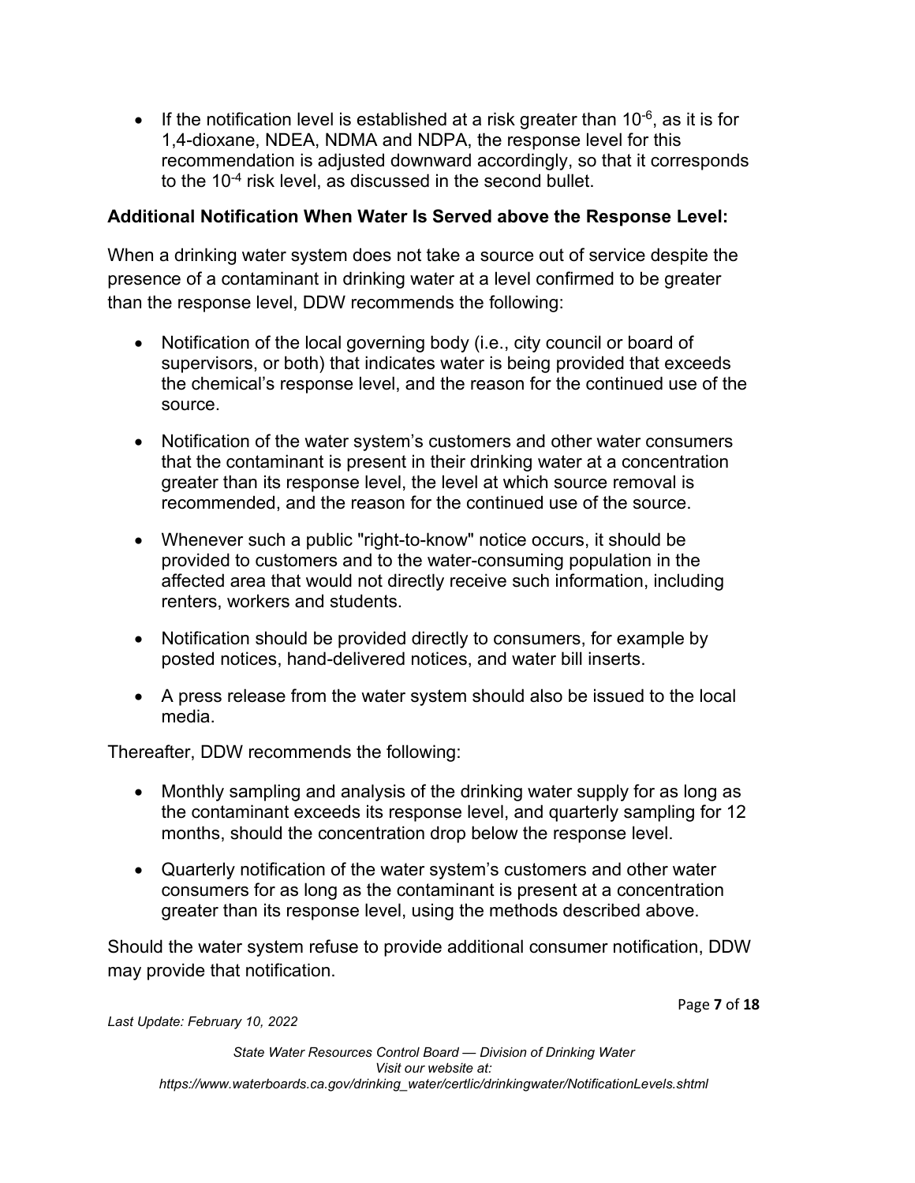- If the notification level is established at a risk greater than $10^{-6}$, as it is for 1,4-dioxane, NDEA, NDMA and NDPA, the response level for this recommendation is adjusted downward accordingly, so that it corresponds to the $10^{-4}$ risk level, as discussed in the second bullet.

**Additional Notification When Water Is Served above the Response Level:**

When a drinking water system does not take a source out of service despite the presence of a contaminant in drinking water at a level confirmed to be greater than the response level, DDW recommends the following:

- Notification of the local governing body (i.e., city council or board of supervisors, or both) that indicates water is being provided that exceeds the chemical's response level, and the reason for the continued use of the source.
- Notification of the water system's customers and other water consumers that the contaminant is present in their drinking water at a concentration greater than its response level, the level at which source removal is recommended, and the reason for the continued use of the source.
- Whenever such a public "right-to-know" notice occurs, it should be provided to customers and to the water-consuming population in the affected area that would not directly receive such information, including renters, workers and students.
- Notification should be provided directly to consumers, for example by posted notices, hand-delivered notices, and water bill inserts.
- A press release from the water system should also be issued to the local media.

Thereafter, DDW recommends the following:

- Monthly sampling and analysis of the drinking water supply for as long as the contaminant exceeds its response level, and quarterly sampling for 12 months, should the concentration drop below the response level.
- Quarterly notification of the water system's customers and other water consumers for as long as the contaminant is present at a concentration greater than its response level, using the methods described above.

Should the water system refuse to provide additional consumer notification, DDW may provide that notification.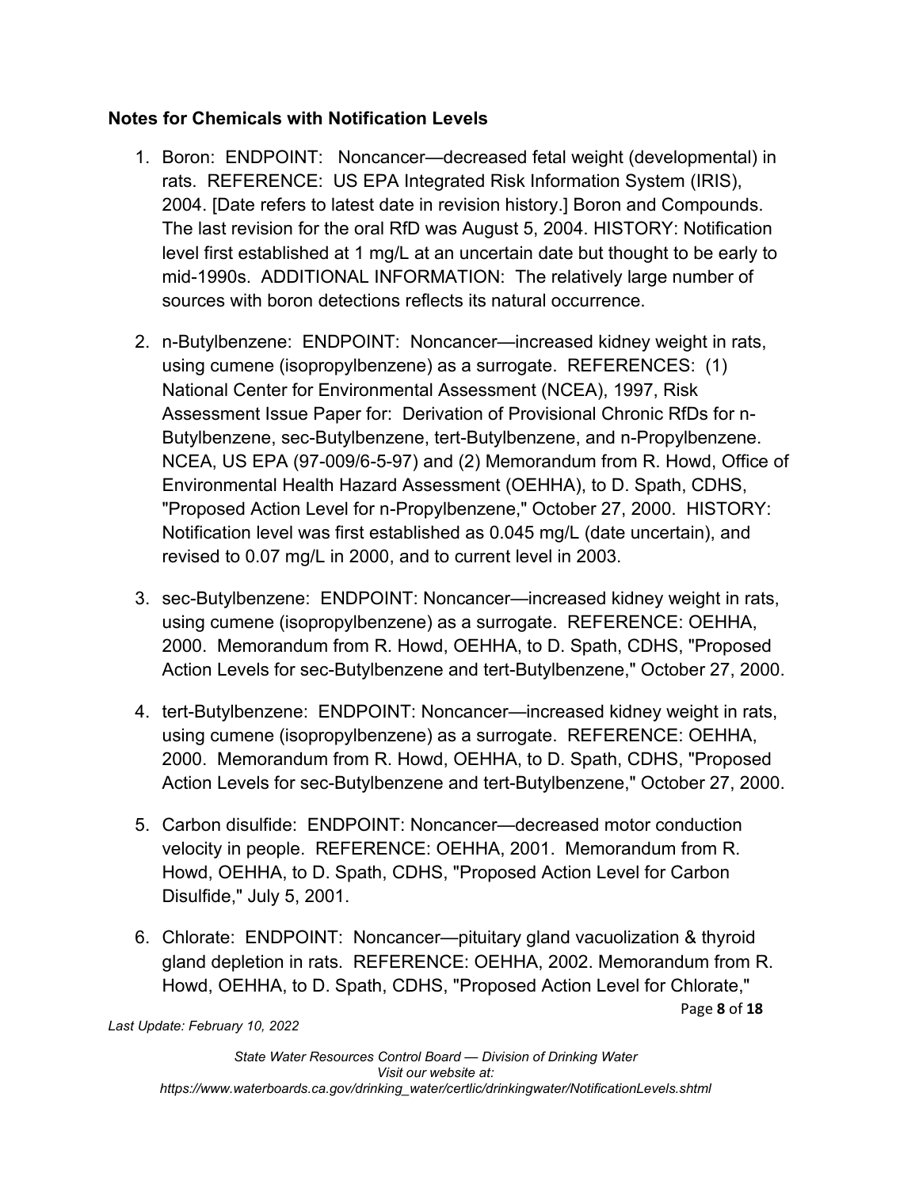**Notes for Chemicals with Notification Levels**

1. Boron: ENDPOINT: Noncancer—decreased fetal weight (developmental) in rats. REFERENCE: US EPA Integrated Risk Information System (IRIS), 2004. [Date refers to latest date in revision history.] Boron and Compounds. The last revision for the oral RfD was August 5, 2004. HISTORY: Notification level first established at 1 mg/L at an uncertain date but thought to be early to mid-1990s. ADDITIONAL INFORMATION: The relatively large number of sources with boron detections reflects its natural occurrence.

2. n-Butylbenzene: ENDPOINT: Noncancer—increased kidney weight in rats, using cumene (isopropylbenzene) as a surrogate. REFERENCES: (1) National Center for Environmental Assessment (NCEA), 1997, Risk Assessment Issue Paper for: Derivation of Provisional Chronic RfDs for n-Butylbenzene, sec-Butylbenzene, tert-Butylbenzene, and n-Propylbenzene. NCEA, US EPA (97-009/6-5-97) and (2) Memorandum from R. Howd, Office of Environmental Health Hazard Assessment (OEHHA), to D. Spath, CDHS, "Proposed Action Level for n-Propylbenzene," October 27, 2000. HISTORY: Notification level was first established as 0.045 mg/L (date uncertain), and revised to 0.07 mg/L in 2000, and to current level in 2003.

3. sec-Butylbenzene: ENDPOINT: Noncancer—increased kidney weight in rats, using cumene (isopropylbenzene) as a surrogate. REFERENCE: OEHHA, 2000. Memorandum from R. Howd, OEHHA, to D. Spath, CDHS, "Proposed Action Levels for sec-Butylbenzene and tert-Butylbenzene," October 27, 2000.

4. tert-Butylbenzene: ENDPOINT: Noncancer—increased kidney weight in rats, using cumene (isopropylbenzene) as a surrogate. REFERENCE: OEHHA, 2000. Memorandum from R. Howd, OEHHA, to D. Spath, CDHS, "Proposed Action Levels for sec-Butylbenzene and tert-Butylbenzene," October 27, 2000.

5. Carbon disulfide: ENDPOINT: Noncancer—decreased motor conduction velocity in people. REFERENCE: OEHHA, 2001. Memorandum from R. Howd, OEHHA, to D. Spath, CDHS, "Proposed Action Level for Carbon Disulfide," July 5, 2001.

6. Chlorate: ENDPOINT: Noncancer—pituitary gland vacuolization & thyroid gland depletion in rats. REFERENCE: OEHHA, 2002. Memorandum from R. Howd, OEHHA, to D. Spath, CDHS, "Proposed Action Level for Chlorate,"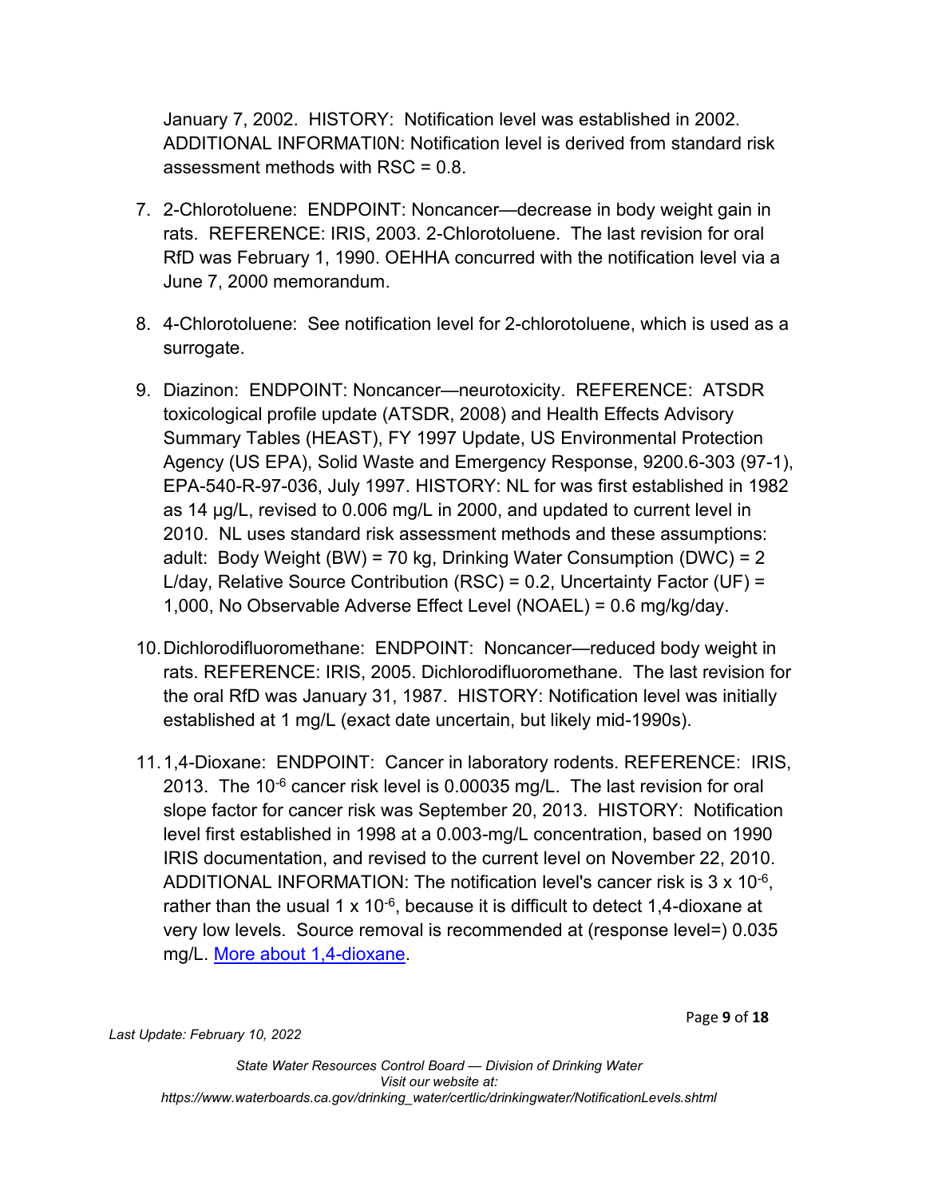January 7, 2002. HISTORY: Notification level was established in 2002. ADDITIONAL INFORMATI0N: Notification level is derived from standard risk assessment methods with RSC = 0.8.

7. 2-Chlorotoluene: ENDPOINT: Noncancer—decrease in body weight gain in rats. REFERENCE: IRIS, 2003. 2-Chlorotoluene. The last revision for oral RfD was February 1, 1990. OEHHA concurred with the notification level via a June 7, 2000 memorandum.

8. 4-Chlorotoluene: See notification level for 2-chlorotoluene, which is used as a surrogate.

9. Diazinon: ENDPOINT: Noncancer—neurotoxicity. REFERENCE: ATSDR toxicological profile update (ATSDR, 2008) and Health Effects Advisory Summary Tables (HEAST), FY 1997 Update, US Environmental Protection Agency (US EPA), Solid Waste and Emergency Response, 9200.6-303 (97-1), EPA-540-R-97-036, July 1997. HISTORY: NL for was first established in 1982 as 14 µg/L, revised to 0.006 mg/L in 2000, and updated to current level in 2010. NL uses standard risk assessment methods and these assumptions: adult: Body Weight (BW) = 70 kg, Drinking Water Consumption (DWC) = 2 L/day, Relative Source Contribution (RSC) = 0.2, Uncertainty Factor (UF) = 1,000, No Observable Adverse Effect Level (NOAEL) = 0.6 mg/kg/day.

10. Dichlorodifluoromethane: ENDPOINT: Noncancer—reduced body weight in rats. REFERENCE: IRIS, 2005. Dichlorodifluoromethane. The last revision for the oral RfD was January 31, 1987. HISTORY: Notification level was initially established at 1 mg/L (exact date uncertain, but likely mid-1990s).

11. 1,4-Dioxane: ENDPOINT: Cancer in laboratory rodents. REFERENCE: IRIS, 2013. The $10^{-6}$ cancer risk level is 0.00035 mg/L. The last revision for oral slope factor for cancer risk was September 20, 2013. HISTORY: Notification level first established in 1998 at a 0.003-mg/L concentration, based on 1990 IRIS documentation, and revised to the current level on November 22, 2010. ADDITIONAL INFORMATION: The notification level's cancer risk is $3 \times 10^{-6}$, rather than the usual $1 \times 10^{-6}$, because it is difficult to detect 1,4-dioxane at very low levels. Source removal is recommended at (response level=) 0.035 mg/L. More about 1,4-dioxane.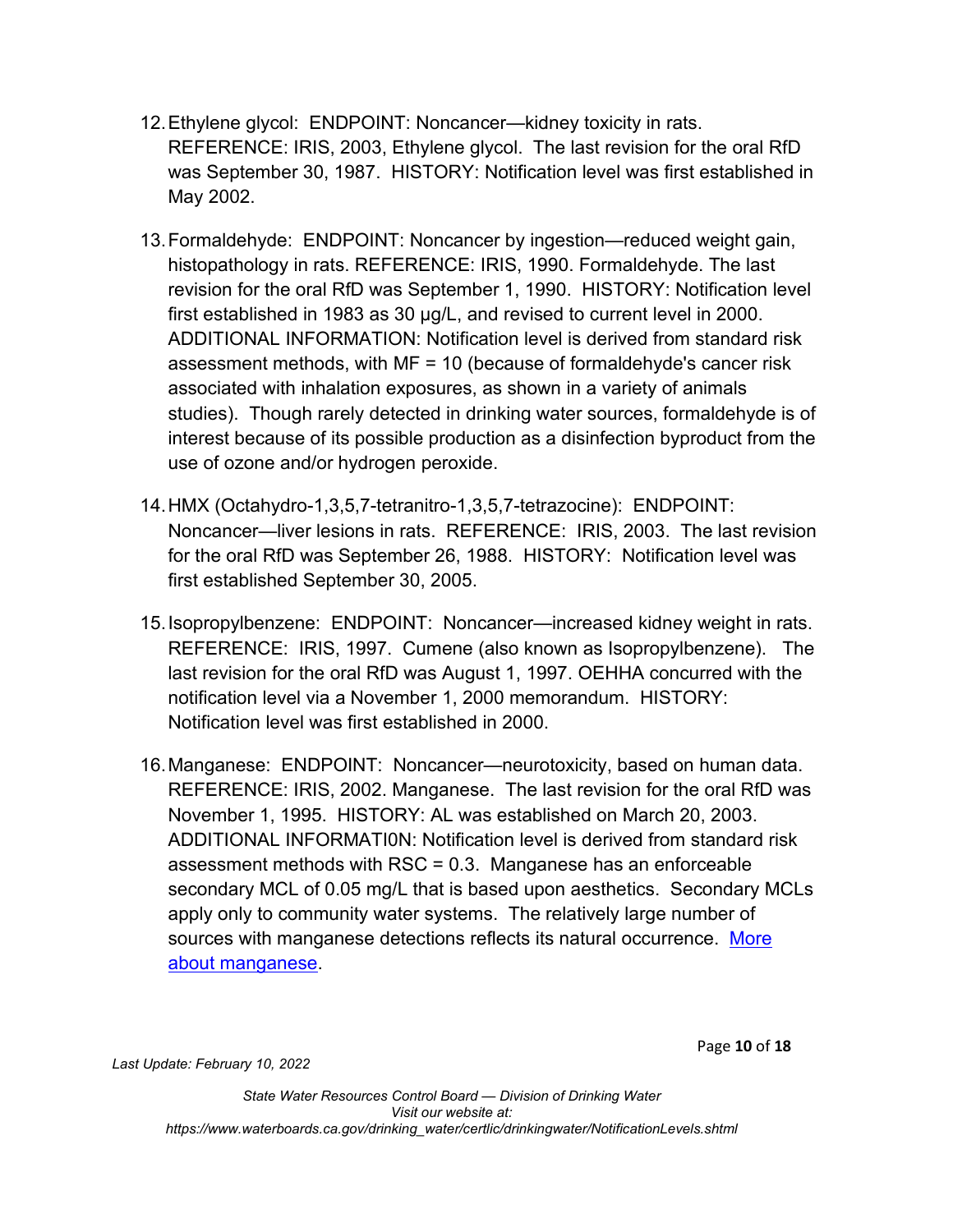12. Ethylene glycol: ENDPOINT: Noncancer—kidney toxicity in rats. REFERENCE: IRIS, 2003, Ethylene glycol. The last revision for the oral RfD was September 30, 1987. HISTORY: Notification level was first established in May 2002.

13. Formaldehyde: ENDPOINT: Noncancer by ingestion—reduced weight gain, histopathology in rats. REFERENCE: IRIS, 1990. Formaldehyde. The last revision for the oral RfD was September 1, 1990. HISTORY: Notification level first established in 1983 as 30 μg/L, and revised to current level in 2000. ADDITIONAL INFORMATION: Notification level is derived from standard risk assessment methods, with MF = 10 (because of formaldehyde's cancer risk associated with inhalation exposures, as shown in a variety of animals studies). Though rarely detected in drinking water sources, formaldehyde is of interest because of its possible production as a disinfection byproduct from the use of ozone and/or hydrogen peroxide.

14. HMX (Octahydro-1,3,5,7-tetranitro-1,3,5,7-tetrazocine): ENDPOINT: Noncancer—liver lesions in rats. REFERENCE: IRIS, 2003. The last revision for the oral RfD was September 26, 1988. HISTORY: Notification level was first established September 30, 2005.

15. Isopropylbenzene: ENDPOINT: Noncancer—increased kidney weight in rats. REFERENCE: IRIS, 1997. Cumene (also known as Isopropylbenzene). The last revision for the oral RfD was August 1, 1997. OEHHA concurred with the notification level via a November 1, 2000 memorandum. HISTORY: Notification level was first established in 2000.

16. Manganese: ENDPOINT: Noncancer—neurotoxicity, based on human data. REFERENCE: IRIS, 2002. Manganese. The last revision for the oral RfD was November 1, 1995. HISTORY: AL was established on March 20, 2003. ADDITIONAL INFORMATI0N: Notification level is derived from standard risk assessment methods with RSC = 0.3. Manganese has an enforceable secondary MCL of 0.05 mg/L that is based upon aesthetics. Secondary MCLs apply only to community water systems. The relatively large number of sources with manganese detections reflects its natural occurrence. [More about manganese](#).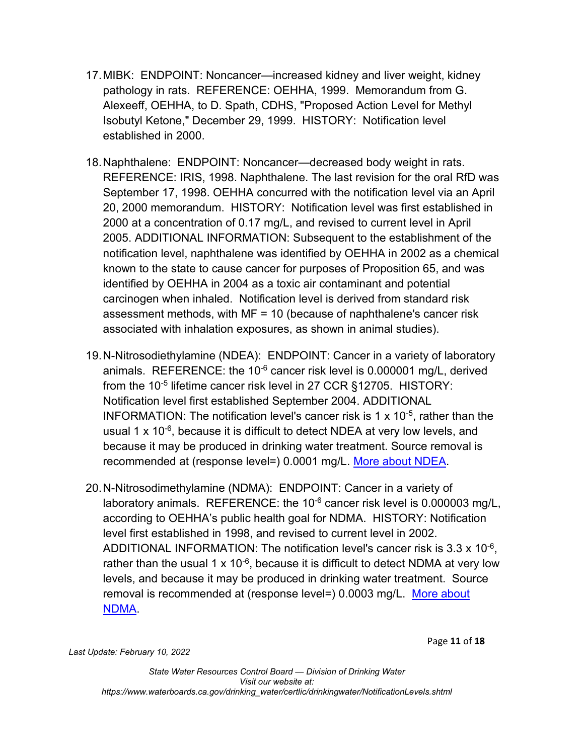17. MIBK: ENDPOINT: Noncancer—increased kidney and liver weight, kidney pathology in rats. REFERENCE: OEHHA, 1999. Memorandum from G. Alexeeff, OEHHA, to D. Spath, CDHS, "Proposed Action Level for Methyl Isobutyl Ketone," December 29, 1999. HISTORY: Notification level established in 2000.

18. Naphthalene: ENDPOINT: Noncancer—decreased body weight in rats. REFERENCE: IRIS, 1998. Naphthalene. The last revision for the oral RfD was September 17, 1998. OEHHA concurred with the notification level via an April 20, 2000 memorandum. HISTORY: Notification level was first established in 2000 at a concentration of 0.17 mg/L, and revised to current level in April 2005. ADDITIONAL INFORMATION: Subsequent to the establishment of the notification level, naphthalene was identified by OEHHA in 2002 as a chemical known to the state to cause cancer for purposes of Proposition 65, and was identified by OEHHA in 2004 as a toxic air contaminant and potential carcinogen when inhaled. Notification level is derived from standard risk assessment methods, with MF = 10 (because of naphthalene's cancer risk associated with inhalation exposures, as shown in animal studies).

19. N-Nitrosodiethylamine (NDEA): ENDPOINT: Cancer in a variety of laboratory animals. REFERENCE: the $10^{-6}$ cancer risk level is 0.000001 mg/L, derived from the $10^{-5}$ lifetime cancer risk level in 27 CCR §12705. HISTORY: Notification level first established September 2004. ADDITIONAL INFORMATION: The notification level's cancer risk is $1 \times 10^{-5}$, rather than the usual $1 \times 10^{-6}$, because it is difficult to detect NDEA at very low levels, and because it may be produced in drinking water treatment. Source removal is recommended at (response level=) 0.0001 mg/L. [More about NDEA](#).

20. N-Nitrosodimethylamine (NDMA): ENDPOINT: Cancer in a variety of laboratory animals. REFERENCE: the $10^{-6}$ cancer risk level is 0.000003 mg/L, according to OEHHA's public health goal for NDMA. HISTORY: Notification level first established in 1998, and revised to current level in 2002. ADDITIONAL INFORMATION: The notification level's cancer risk is $3.3 \times 10^{-6}$, rather than the usual $1 \times 10^{-6}$, because it is difficult to detect NDMA at very low levels, and because it may be produced in drinking water treatment. Source removal is recommended at (response level=) 0.0003 mg/L. [More about NDMA](#).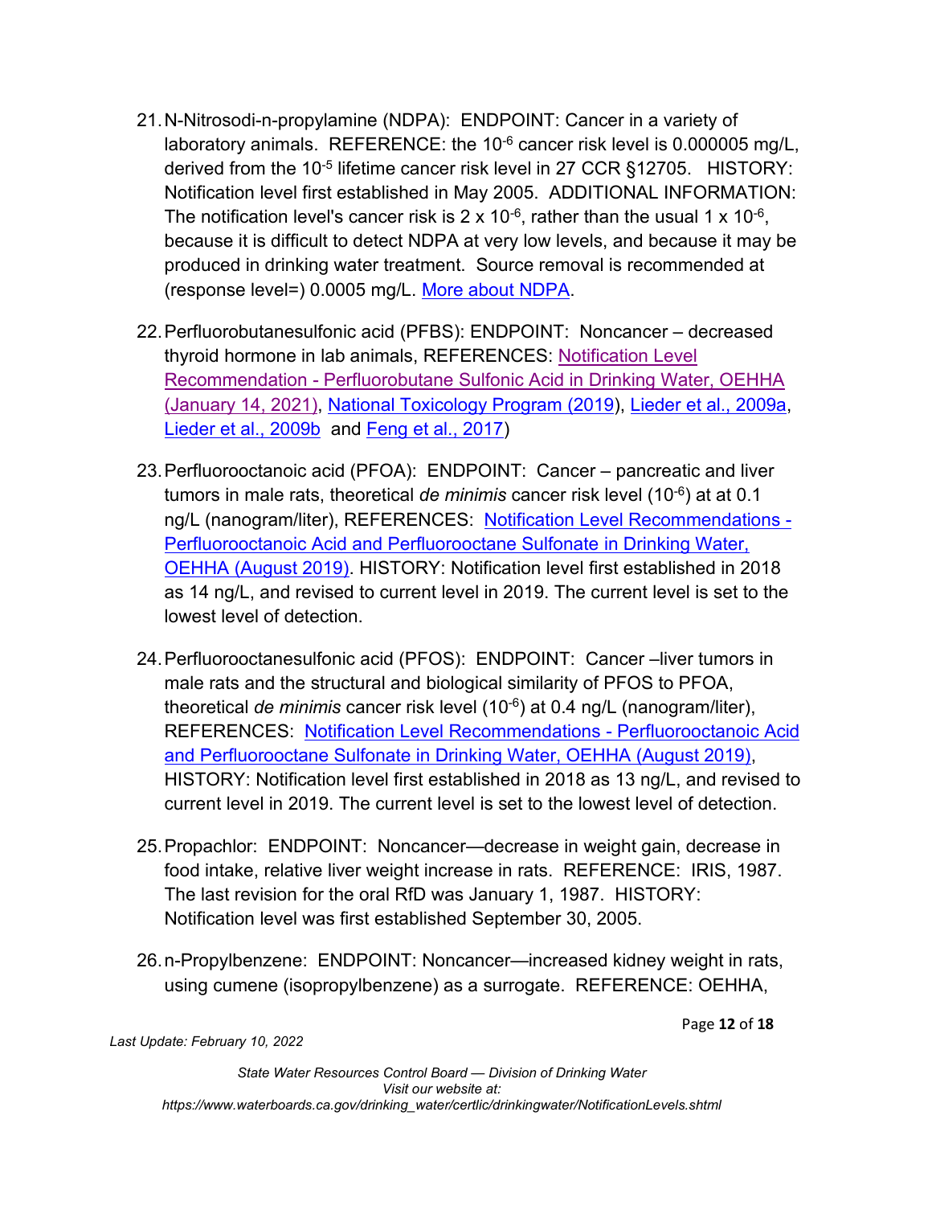21. N-Nitrosodi-n-propylamine (NDPA): ENDPOINT: Cancer in a variety of laboratory animals. REFERENCE: the $10^{-6}$ cancer risk level is 0.000005 mg/L, derived from the $10^{-5}$ lifetime cancer risk level in 27 CCR §12705. HISTORY: Notification level first established in May 2005. ADDITIONAL INFORMATION: The notification level's cancer risk is $2 \times 10^{-6}$, rather than the usual $1 \times 10^{-6}$, because it is difficult to detect NDPA at very low levels, and because it may be produced in drinking water treatment. Source removal is recommended at (response level=) 0.0005 mg/L. More about NDPA.

22. Perfluorobutanesulfonic acid (PFBS): ENDPOINT: Noncancer – decreased thyroid hormone in lab animals, REFERENCES: Notification Level Recommendation - Perfluorobutane Sulfonic Acid in Drinking Water, OEHHA (January 14, 2021), National Toxicology Program (2019), Lieder et al., 2009a, Lieder et al., 2009b and Feng et al., 2017)

23. Perfluorooctanoic acid (PFOA): ENDPOINT: Cancer – pancreatic and liver tumors in male rats, theoretical *de minimis* cancer risk level ($10^{-6}$) at at 0.1 ng/L (nanogram/liter), REFERENCES: Notification Level Recommendations - Perfluorooctanoic Acid and Perfluorooctane Sulfonate in Drinking Water, OEHHA (August 2019). HISTORY: Notification level first established in 2018 as 14 ng/L, and revised to current level in 2019. The current level is set to the lowest level of detection.

24. Perfluorooctanesulfonic acid (PFOS): ENDPOINT: Cancer –liver tumors in male rats and the structural and biological similarity of PFOS to PFOA, theoretical *de minimis* cancer risk level ($10^{-6}$) at 0.4 ng/L (nanogram/liter), REFERENCES: Notification Level Recommendations - Perfluorooctanoic Acid and Perfluorooctane Sulfonate in Drinking Water, OEHHA (August 2019), HISTORY: Notification level first established in 2018 as 13 ng/L, and revised to current level in 2019. The current level is set to the lowest level of detection.

25. Propachlor: ENDPOINT: Noncancer—decrease in weight gain, decrease in food intake, relative liver weight increase in rats. REFERENCE: IRIS, 1987. The last revision for the oral RfD was January 1, 1987. HISTORY: Notification level was first established September 30, 2005.

26. n-Propylbenzene: ENDPOINT: Noncancer—increased kidney weight in rats, using cumene (isopropylbenzene) as a surrogate. REFERENCE: OEHHA,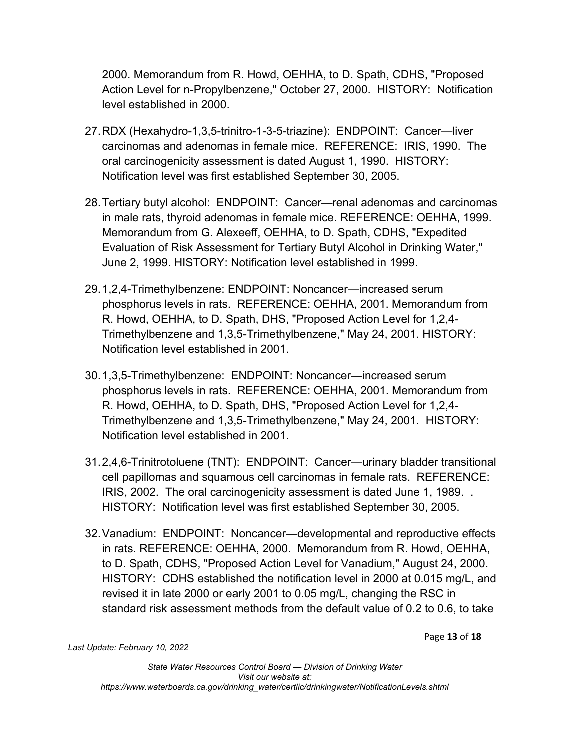2000. Memorandum from R. Howd, OEHHA, to D. Spath, CDHS, "Proposed Action Level for n-Propylbenzene," October 27, 2000. HISTORY: Notification level established in 2000.

27. RDX (Hexahydro-1,3,5-trinitro-1-3-5-triazine): ENDPOINT: Cancer—liver carcinomas and adenomas in female mice. REFERENCE: IRIS, 1990. The oral carcinogenicity assessment is dated August 1, 1990. HISTORY: Notification level was first established September 30, 2005.

28. Tertiary butyl alcohol: ENDPOINT: Cancer—renal adenomas and carcinomas in male rats, thyroid adenomas in female mice. REFERENCE: OEHHA, 1999. Memorandum from G. Alexeeff, OEHHA, to D. Spath, CDHS, "Expedited Evaluation of Risk Assessment for Tertiary Butyl Alcohol in Drinking Water," June 2, 1999. HISTORY: Notification level established in 1999.

29. 1,2,4-Trimethylbenzene: ENDPOINT: Noncancer—increased serum phosphorus levels in rats. REFERENCE: OEHHA, 2001. Memorandum from R. Howd, OEHHA, to D. Spath, DHS, "Proposed Action Level for 1,2,4-Trimethylbenzene and 1,3,5-Trimethylbenzene," May 24, 2001. HISTORY: Notification level established in 2001.

30. 1,3,5-Trimethylbenzene: ENDPOINT: Noncancer—increased serum phosphorus levels in rats. REFERENCE: OEHHA, 2001. Memorandum from R. Howd, OEHHA, to D. Spath, DHS, "Proposed Action Level for 1,2,4-Trimethylbenzene and 1,3,5-Trimethylbenzene," May 24, 2001. HISTORY: Notification level established in 2001.

31. 2,4,6-Trinitrotoluene (TNT): ENDPOINT: Cancer—urinary bladder transitional cell papillomas and squamous cell carcinomas in female rats. REFERENCE: IRIS, 2002. The oral carcinogenicity assessment is dated June 1, 1989. . HISTORY: Notification level was first established September 30, 2005.

32. Vanadium: ENDPOINT: Noncancer—developmental and reproductive effects in rats. REFERENCE: OEHHA, 2000. Memorandum from R. Howd, OEHHA, to D. Spath, CDHS, "Proposed Action Level for Vanadium," August 24, 2000. HISTORY: CDHS established the notification level in 2000 at 0.015 mg/L, and revised it in late 2000 or early 2001 to 0.05 mg/L, changing the RSC in standard risk assessment methods from the default value of 0.2 to 0.6, to take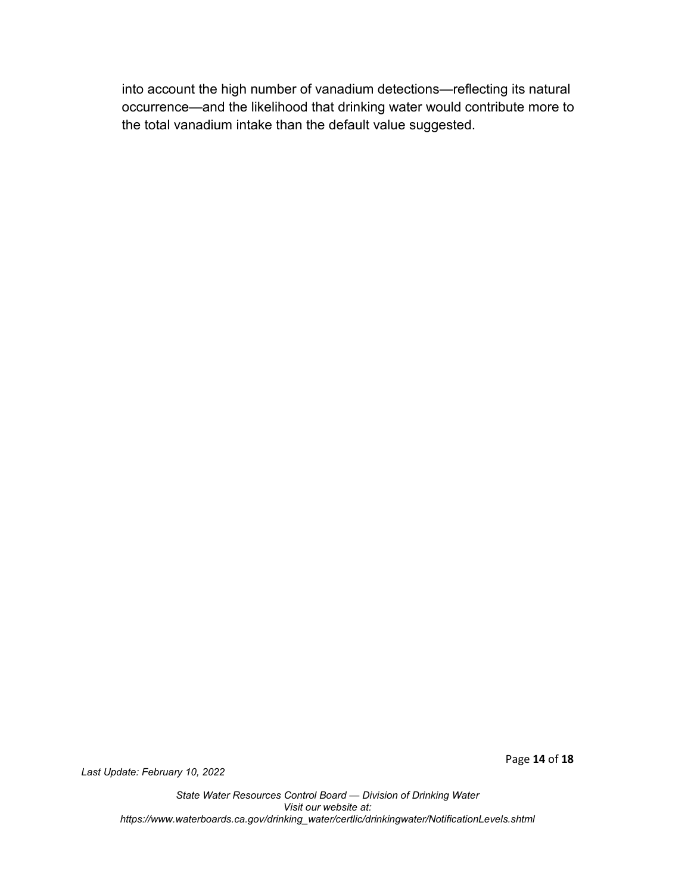into account the high number of vanadium detections—reflecting its natural occurrence—and the likelihood that drinking water would contribute more to the total vanadium intake than the default value suggested.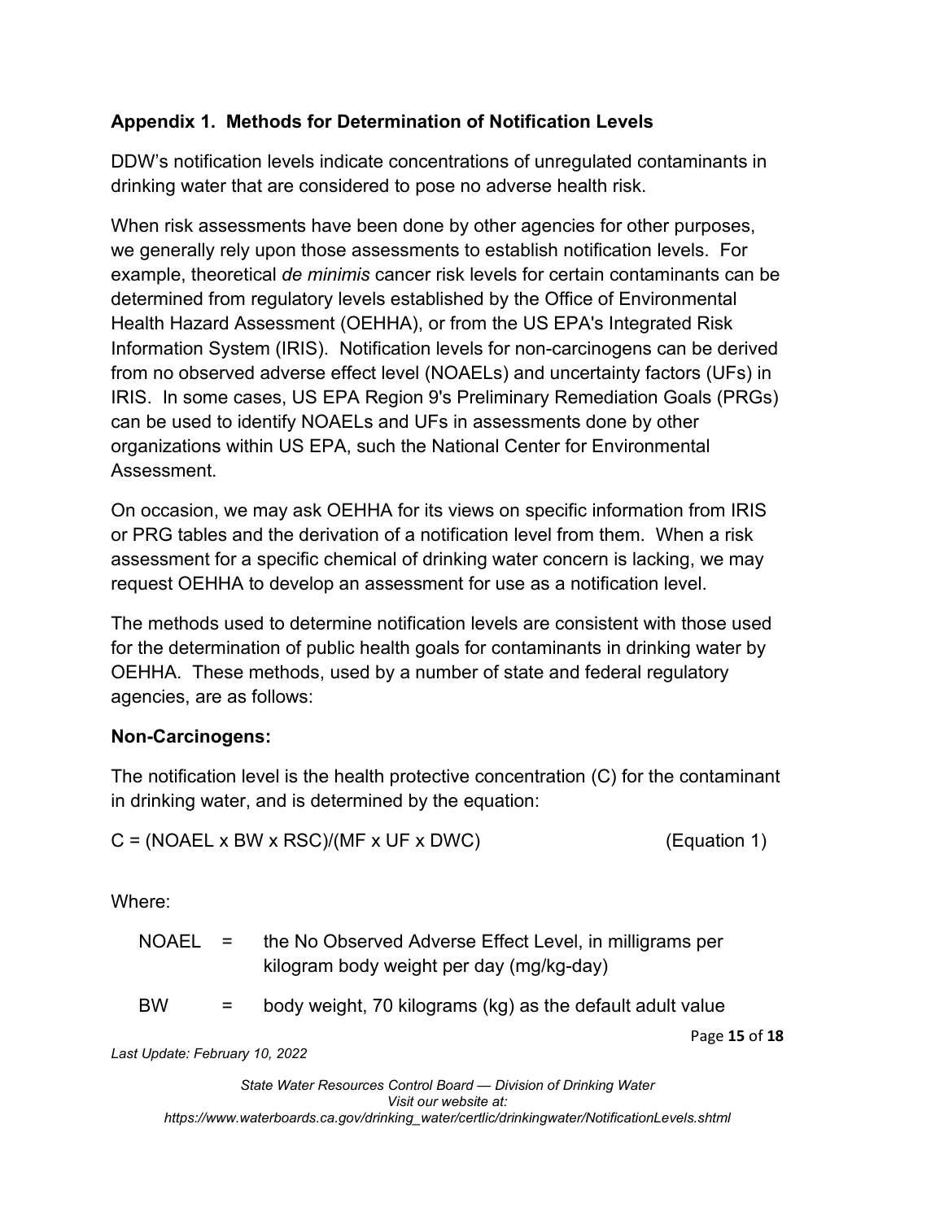## Appendix 1. Methods for Determination of Notification Levels

DDW's notification levels indicate concentrations of unregulated contaminants in drinking water that are considered to pose no adverse health risk.

When risk assessments have been done by other agencies for other purposes, we generally rely upon those assessments to establish notification levels. For example, theoretical *de minimis* cancer risk levels for certain contaminants can be determined from regulatory levels established by the Office of Environmental Health Hazard Assessment (OEHHA), or from the US EPA's Integrated Risk Information System (IRIS). Notification levels for non-carcinogens can be derived from no observed adverse effect level (NOAELs) and uncertainty factors (UFs) in IRIS. In some cases, US EPA Region 9's Preliminary Remediation Goals (PRGs) can be used to identify NOAELs and UFs in assessments done by other organizations within US EPA, such the National Center for Environmental Assessment.

On occasion, we may ask OEHHA for its views on specific information from IRIS or PRG tables and the derivation of a notification level from them. When a risk assessment for a specific chemical of drinking water concern is lacking, we may request OEHHA to develop an assessment for use as a notification level.

The methods used to determine notification levels are consistent with those used for the determination of public health goals for contaminants in drinking water by OEHHA. These methods, used by a number of state and federal regulatory agencies, are as follows:

### Non-Carcinogens:

The notification level is the health protective concentration (C) for the contaminant in drinking water, and is determined by the equation:

$$C = (NOAEL \times BW \times RSC)/(MF \times UF \times DWC) \quad \text{(Equation 1)}$$

Where:

- NOAEL = the No Observed Adverse Effect Level, in milligrams per kilogram body weight per day (mg/kg-day)
- BW = body weight, 70 kilograms (kg) as the default adult value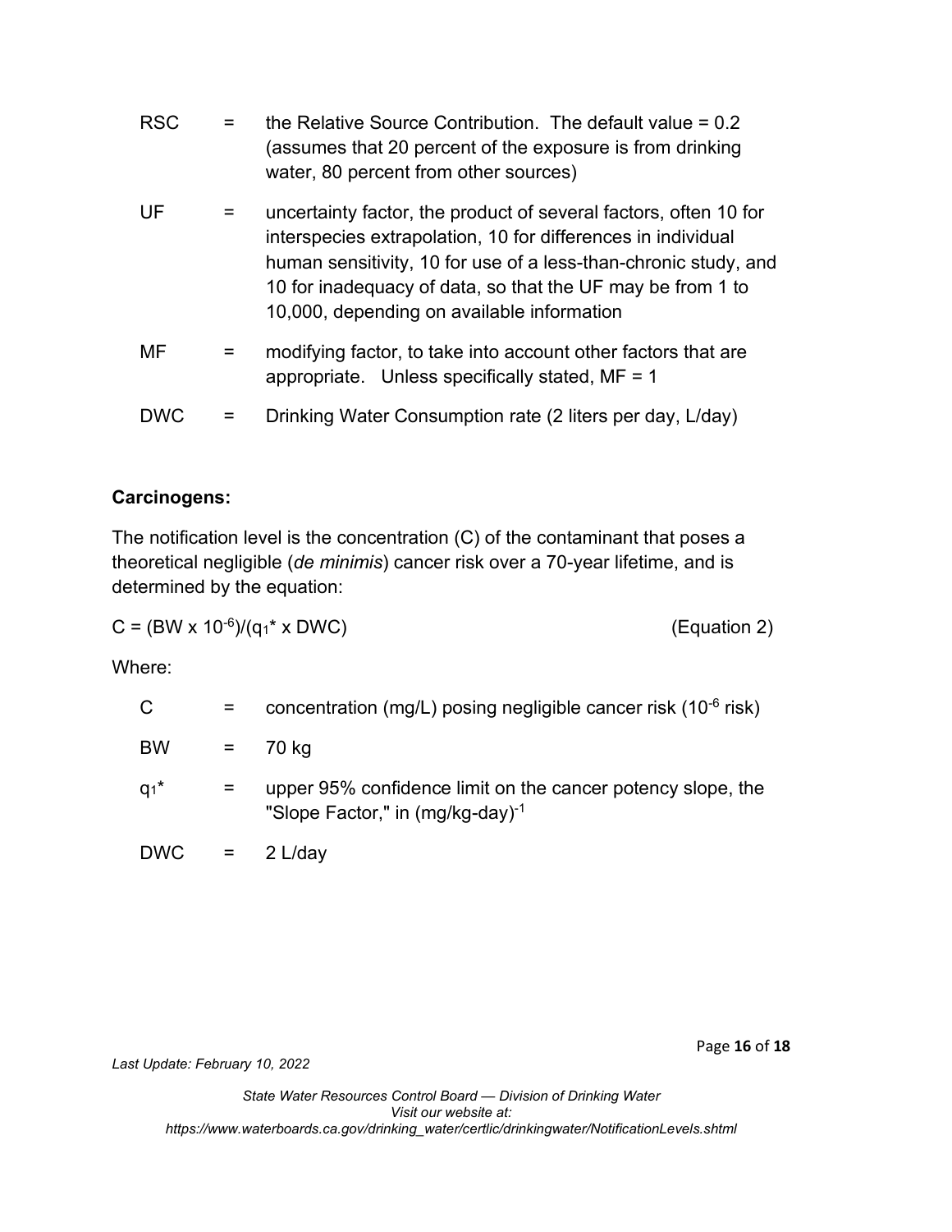RSC = the Relative Source Contribution. The default value = 0.2 (assumes that 20 percent of the exposure is from drinking water, 80 percent from other sources)

UF = uncertainty factor, the product of several factors, often 10 for interspecies extrapolation, 10 for differences in individual human sensitivity, 10 for use of a less-than-chronic study, and 10 for inadequacy of data, so that the UF may be from 1 to 10,000, depending on available information

MF = modifying factor, to take into account other factors that are appropriate. Unless specifically stated, MF = 1

DWC = Drinking Water Consumption rate (2 liters per day, L/day)

**Carcinogens:**

The notification level is the concentration (C) of the contaminant that poses a theoretical negligible (*de minimis*) cancer risk over a 70-year lifetime, and is determined by the equation:

$$C = (BW \times 10^{-6})/(q_1^* \times DWC) \qquad \text{(Equation 2)}$$

Where:

C = concentration (mg/L) posing negligible cancer risk ($10^{-6}$ risk)

BW = 70 kg

$q_1^*$ = upper 95% confidence limit on the cancer potency slope, the "Slope Factor," in $(\text{mg/kg-day})^{-1}$

DWC = 2 L/day

*Last Update: February 10, 2022*

*State Water Resources Control Board — Division of Drinking Water*
*Visit our website at:*
*https://www.waterboards.ca.gov/drinking_water/certlic/drinkingwater/NotificationLevels.shtml*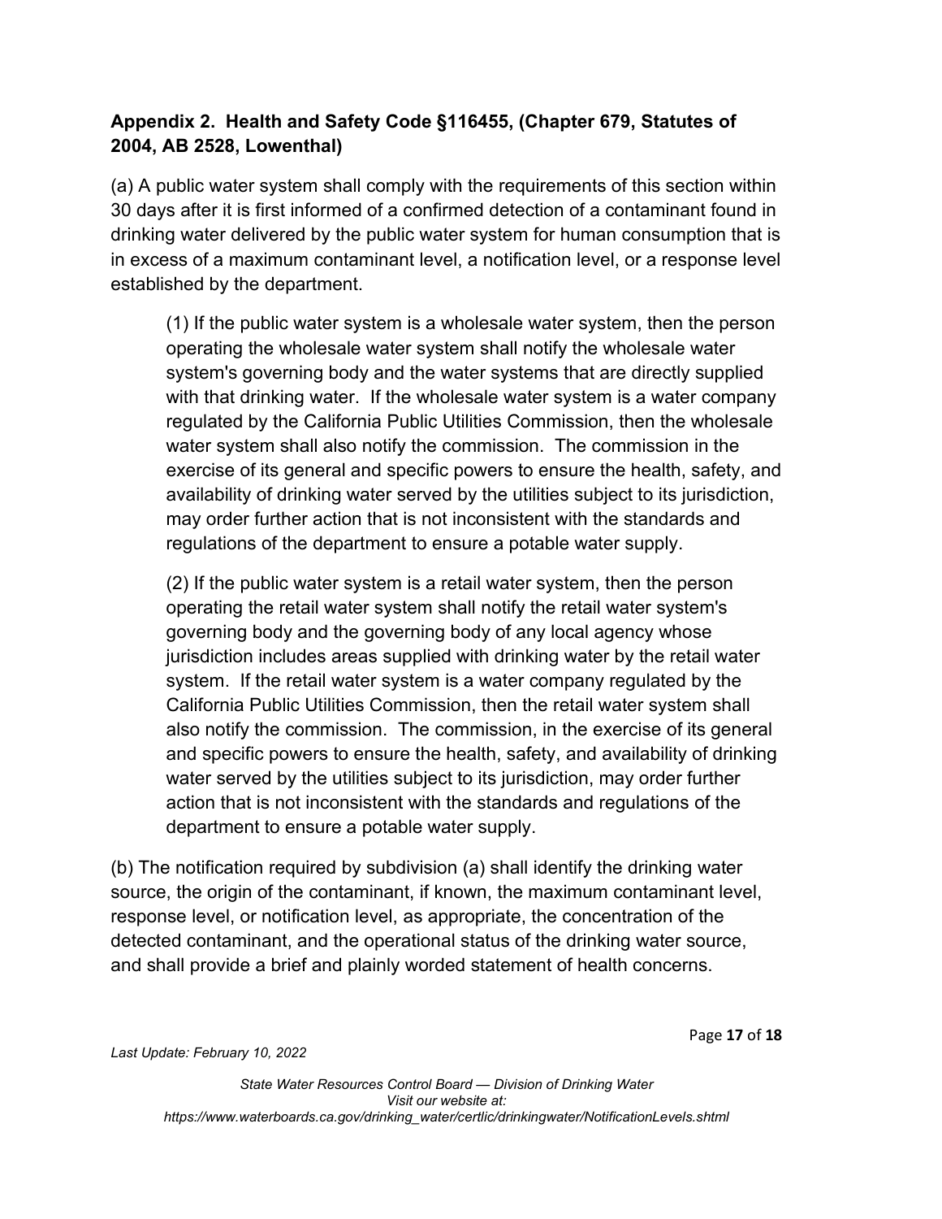## Appendix 2. Health and Safety Code §116455, (Chapter 679, Statutes of 2004, AB 2528, Lowenthal)

(a) A public water system shall comply with the requirements of this section within 30 days after it is first informed of a confirmed detection of a contaminant found in drinking water delivered by the public water system for human consumption that is in excess of a maximum contaminant level, a notification level, or a response level established by the department.

> (1) If the public water system is a wholesale water system, then the person operating the wholesale water system shall notify the wholesale water system's governing body and the water systems that are directly supplied with that drinking water. If the wholesale water system is a water company regulated by the California Public Utilities Commission, then the wholesale water system shall also notify the commission. The commission in the exercise of its general and specific powers to ensure the health, safety, and availability of drinking water served by the utilities subject to its jurisdiction, may order further action that is not inconsistent with the standards and regulations of the department to ensure a potable water supply.
>
> (2) If the public water system is a retail water system, then the person operating the retail water system shall notify the retail water system's governing body and the governing body of any local agency whose jurisdiction includes areas supplied with drinking water by the retail water system. If the retail water system is a water company regulated by the California Public Utilities Commission, then the retail water system shall also notify the commission. The commission, in the exercise of its general and specific powers to ensure the health, safety, and availability of drinking water served by the utilities subject to its jurisdiction, may order further action that is not inconsistent with the standards and regulations of the department to ensure a potable water supply.

(b) The notification required by subdivision (a) shall identify the drinking water source, the origin of the contaminant, if known, the maximum contaminant level, response level, or notification level, as appropriate, the concentration of the detected contaminant, and the operational status of the drinking water source, and shall provide a brief and plainly worded statement of health concerns.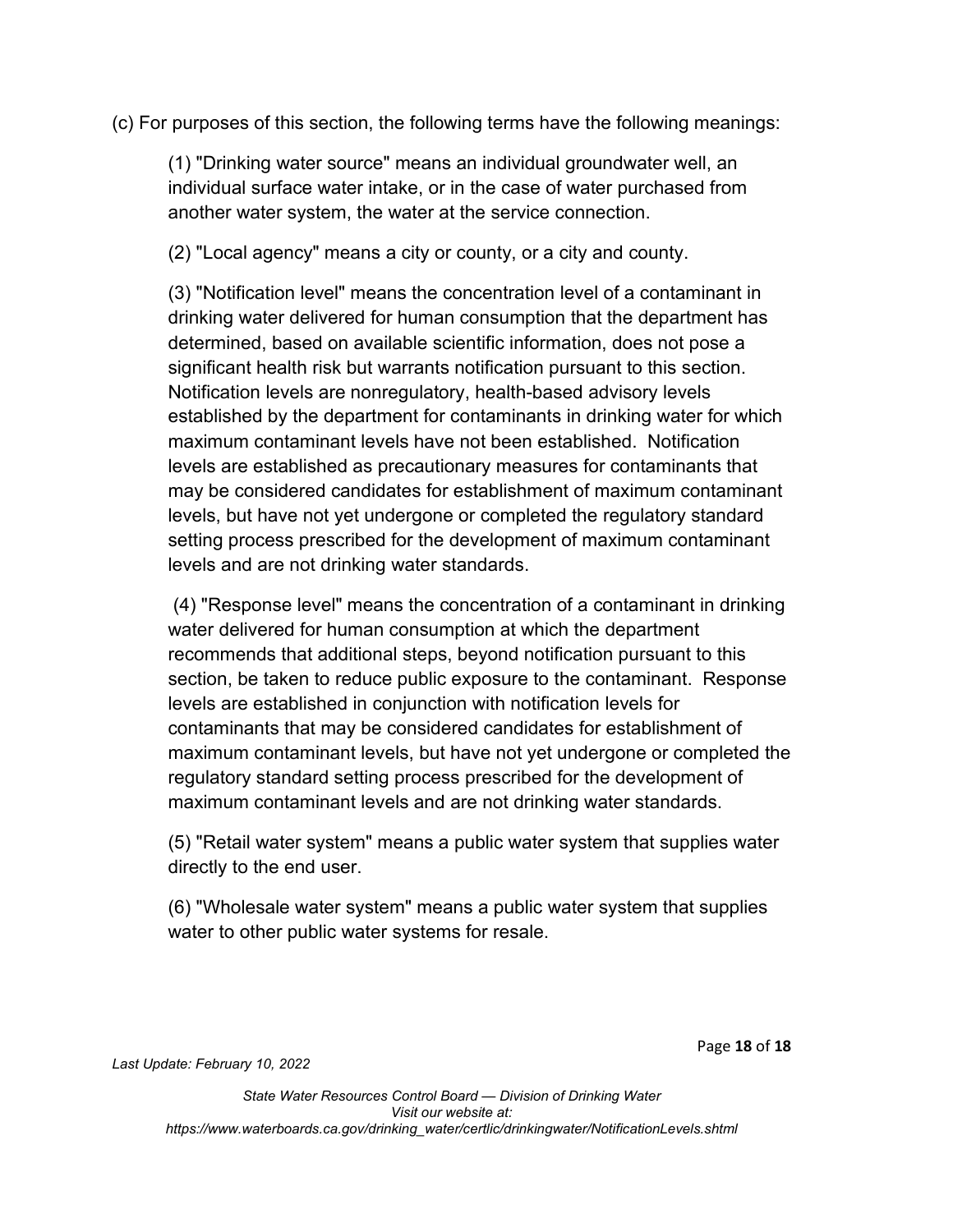(c) For purposes of this section, the following terms have the following meanings:

(1) "Drinking water source" means an individual groundwater well, an individual surface water intake, or in the case of water purchased from another water system, the water at the service connection.

(2) "Local agency" means a city or county, or a city and county.

(3) "Notification level" means the concentration level of a contaminant in drinking water delivered for human consumption that the department has determined, based on available scientific information, does not pose a significant health risk but warrants notification pursuant to this section. Notification levels are nonregulatory, health-based advisory levels established by the department for contaminants in drinking water for which maximum contaminant levels have not been established. Notification levels are established as precautionary measures for contaminants that may be considered candidates for establishment of maximum contaminant levels, but have not yet undergone or completed the regulatory standard setting process prescribed for the development of maximum contaminant levels and are not drinking water standards.

(4) "Response level" means the concentration of a contaminant in drinking water delivered for human consumption at which the department recommends that additional steps, beyond notification pursuant to this section, be taken to reduce public exposure to the contaminant. Response levels are established in conjunction with notification levels for contaminants that may be considered candidates for establishment of maximum contaminant levels, but have not yet undergone or completed the regulatory standard setting process prescribed for the development of maximum contaminant levels and are not drinking water standards.

(5) "Retail water system" means a public water system that supplies water directly to the end user.

(6) "Wholesale water system" means a public water system that supplies water to other public water systems for resale.